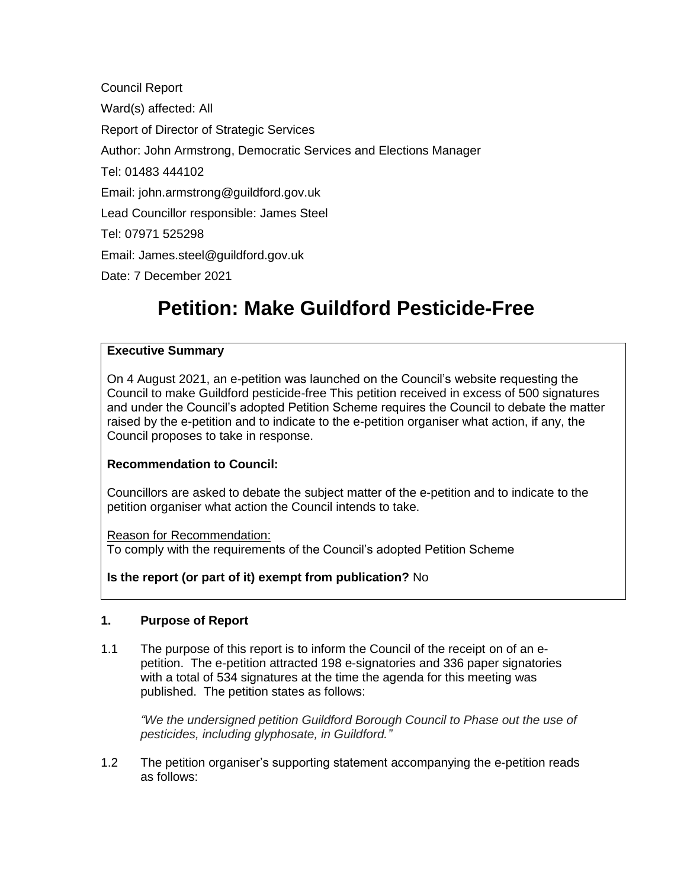Council Report

Ward(s) affected: All

Report of Director of Strategic Services

Author: John Armstrong, Democratic Services and Elections Manager

Tel: 01483 444102

Email: john.armstrong@guildford.gov.uk

Lead Councillor responsible: James Steel

Tel: 07971 525298

Email: James.steel@guildford.gov.uk

Date: 7 December 2021

# Petition: Make Guildford Pesticide-Free

**Executive Summary**

On 4 August 2021, an e-petition was launched on the Council's website requesting the Council to make Guildford pesticide-free This petition received in excess of 500 signatures and under the Council's adopted Petition Scheme requires the Council to debate the matter raised by the e-petition and to indicate to the e-petition organiser what action, if any, the Council proposes to take in response.

**Recommendation to Council:**

Councillors are asked to debate the subject matter of the e-petition and to indicate to the petition organiser what action the Council intends to take.

Reason for Recommendation:
To comply with the requirements of the Council's adopted Petition Scheme

**Is the report (or part of it) exempt from publication?** No

## 1. Purpose of Report

1.1 The purpose of this report is to inform the Council of the receipt on of an e-petition. The e-petition attracted 198 e-signatories and 336 paper signatories with a total of 534 signatures at the time the agenda for this meeting was published. The petition states as follows:

*"We the undersigned petition Guildford Borough Council to Phase out the use of pesticides, including glyphosate, in Guildford."*

1.2 The petition organiser's supporting statement accompanying the e-petition reads as follows: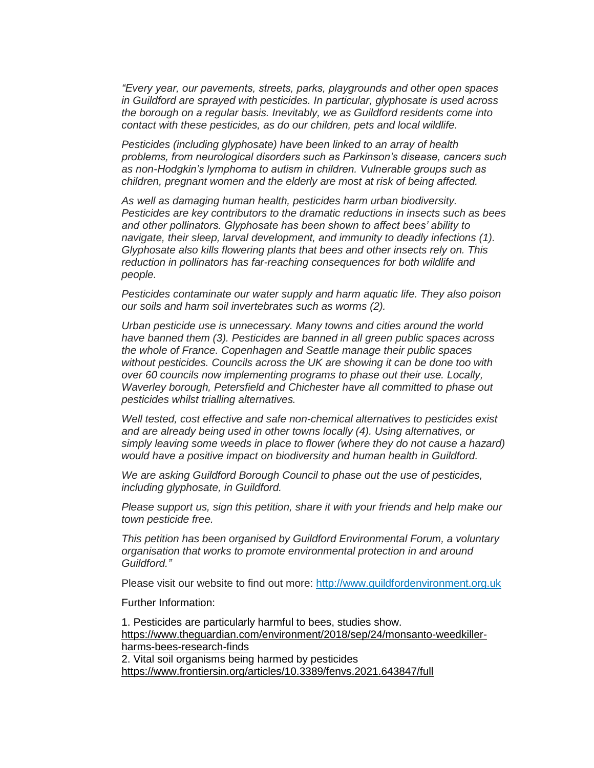*"Every year, our pavements, streets, parks, playgrounds and other open spaces in Guildford are sprayed with pesticides. In particular, glyphosate is used across the borough on a regular basis. Inevitably, we as Guildford residents come into contact with these pesticides, as do our children, pets and local wildlife.*

*Pesticides (including glyphosate) have been linked to an array of health problems, from neurological disorders such as Parkinson's disease, cancers such as non-Hodgkin's lymphoma to autism in children. Vulnerable groups such as children, pregnant women and the elderly are most at risk of being affected.*

*As well as damaging human health, pesticides harm urban biodiversity. Pesticides are key contributors to the dramatic reductions in insects such as bees and other pollinators. Glyphosate has been shown to affect bees' ability to navigate, their sleep, larval development, and immunity to deadly infections (1). Glyphosate also kills flowering plants that bees and other insects rely on. This reduction in pollinators has far-reaching consequences for both wildlife and people.*

*Pesticides contaminate our water supply and harm aquatic life. They also poison our soils and harm soil invertebrates such as worms (2).*

*Urban pesticide use is unnecessary. Many towns and cities around the world have banned them (3). Pesticides are banned in all green public spaces across the whole of France. Copenhagen and Seattle manage their public spaces without pesticides. Councils across the UK are showing it can be done too with over 60 councils now implementing programs to phase out their use. Locally, Waverley borough, Petersfield and Chichester have all committed to phase out pesticides whilst trialling alternatives.*

*Well tested, cost effective and safe non-chemical alternatives to pesticides exist and are already being used in other towns locally (4). Using alternatives, or simply leaving some weeds in place to flower (where they do not cause a hazard) would have a positive impact on biodiversity and human health in Guildford.*

*We are asking Guildford Borough Council to phase out the use of pesticides, including glyphosate, in Guildford.*

*Please support us, sign this petition, share it with your friends and help make our town pesticide free.*

*This petition has been organised by Guildford Environmental Forum, a voluntary organisation that works to promote environmental protection in and around Guildford."*

Please visit our website to find out more: http://www.guildfordenvironment.org.uk

Further Information:

1. Pesticides are particularly harmful to bees, studies show. https://www.theguardian.com/environment/2018/sep/24/monsanto-weedkiller-harms-bees-research-finds
2. Vital soil organisms being harmed by pesticides https://www.frontiersin.org/articles/10.3389/fenvs.2021.643847/full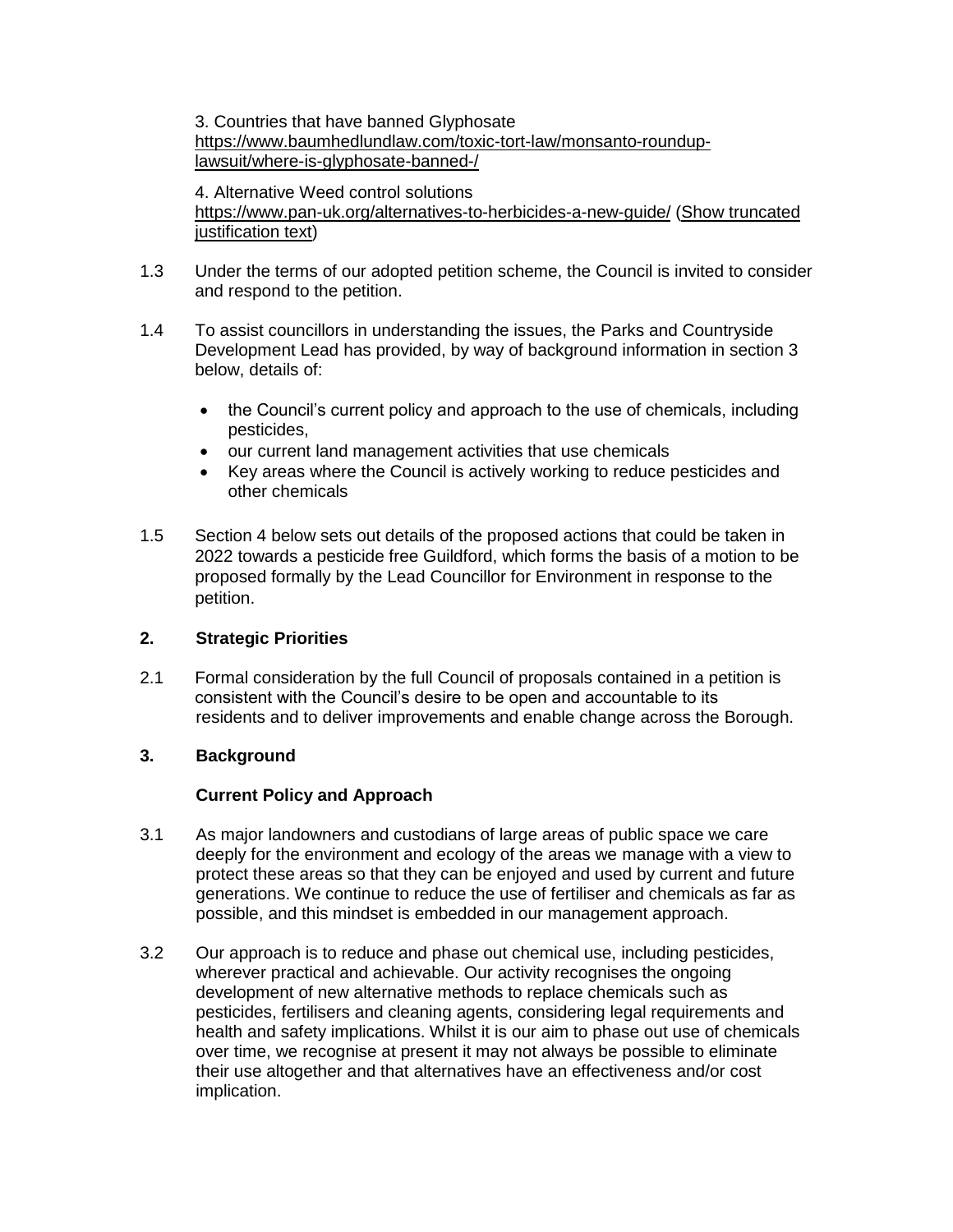3. Countries that have banned Glyphosate
https://www.baumhedlundlaw.com/toxic-tort-law/monsanto-roundup-lawsuit/where-is-glyphosate-banned-/

4. Alternative Weed control solutions
https://www.pan-uk.org/alternatives-to-herbicides-a-new-guide/ (Show truncated justification text)

1.3 Under the terms of our adopted petition scheme, the Council is invited to consider and respond to the petition.

1.4 To assist councillors in understanding the issues, the Parks and Countryside Development Lead has provided, by way of background information in section 3 below, details of:

- the Council's current policy and approach to the use of chemicals, including pesticides,
- our current land management activities that use chemicals
- Key areas where the Council is actively working to reduce pesticides and other chemicals

1.5 Section 4 below sets out details of the proposed actions that could be taken in 2022 towards a pesticide free Guildford, which forms the basis of a motion to be proposed formally by the Lead Councillor for Environment in response to the petition.

## 2. Strategic Priorities

2.1 Formal consideration by the full Council of proposals contained in a petition is consistent with the Council's desire to be open and accountable to its residents and to deliver improvements and enable change across the Borough.

## 3. Background

### Current Policy and Approach

3.1 As major landowners and custodians of large areas of public space we care deeply for the environment and ecology of the areas we manage with a view to protect these areas so that they can be enjoyed and used by current and future generations. We continue to reduce the use of fertiliser and chemicals as far as possible, and this mindset is embedded in our management approach.

3.2 Our approach is to reduce and phase out chemical use, including pesticides, wherever practical and achievable. Our activity recognises the ongoing development of new alternative methods to replace chemicals such as pesticides, fertilisers and cleaning agents, considering legal requirements and health and safety implications. Whilst it is our aim to phase out use of chemicals over time, we recognise at present it may not always be possible to eliminate their use altogether and that alternatives have an effectiveness and/or cost implication.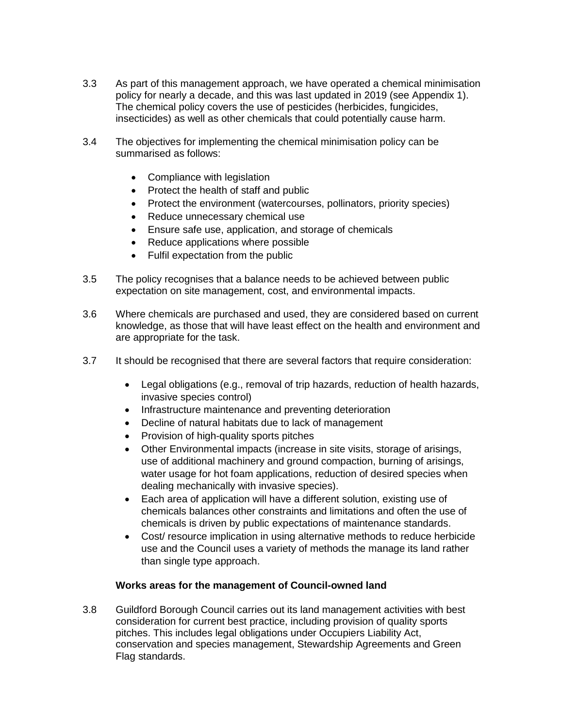3.3 As part of this management approach, we have operated a chemical minimisation policy for nearly a decade, and this was last updated in 2019 (see Appendix 1). The chemical policy covers the use of pesticides (herbicides, fungicides, insecticides) as well as other chemicals that could potentially cause harm.

3.4 The objectives for implementing the chemical minimisation policy can be summarised as follows:

- Compliance with legislation
- Protect the health of staff and public
- Protect the environment (watercourses, pollinators, priority species)
- Reduce unnecessary chemical use
- Ensure safe use, application, and storage of chemicals
- Reduce applications where possible
- Fulfil expectation from the public

3.5 The policy recognises that a balance needs to be achieved between public expectation on site management, cost, and environmental impacts.

3.6 Where chemicals are purchased and used, they are considered based on current knowledge, as those that will have least effect on the health and environment and are appropriate for the task.

3.7 It should be recognised that there are several factors that require consideration:

- Legal obligations (e.g., removal of trip hazards, reduction of health hazards, invasive species control)
- Infrastructure maintenance and preventing deterioration
- Decline of natural habitats due to lack of management
- Provision of high-quality sports pitches
- Other Environmental impacts (increase in site visits, storage of arisings, use of additional machinery and ground compaction, burning of arisings, water usage for hot foam applications, reduction of desired species when dealing mechanically with invasive species).
- Each area of application will have a different solution, existing use of chemicals balances other constraints and limitations and often the use of chemicals is driven by public expectations of maintenance standards.
- Cost/ resource implication in using alternative methods to reduce herbicide use and the Council uses a variety of methods the manage its land rather than single type approach.

**Works areas for the management of Council-owned land**

3.8 Guildford Borough Council carries out its land management activities with best consideration for current best practice, including provision of quality sports pitches. This includes legal obligations under Occupiers Liability Act, conservation and species management, Stewardship Agreements and Green Flag standards.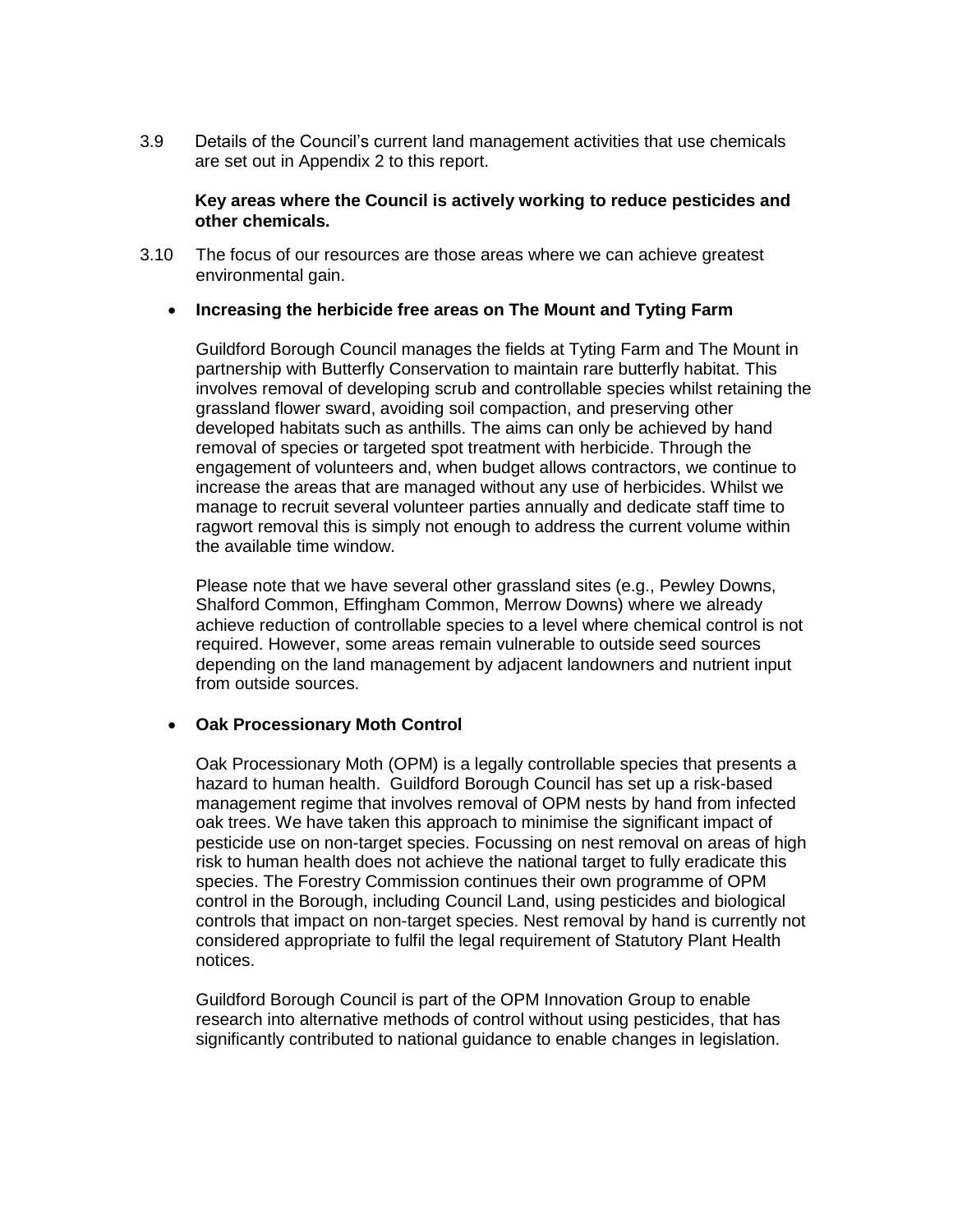3.9 Details of the Council's current land management activities that use chemicals are set out in Appendix 2 to this report.

**Key areas where the Council is actively working to reduce pesticides and other chemicals.**

3.10 The focus of our resources are those areas where we can achieve greatest environmental gain.

- **Increasing the herbicide free areas on The Mount and Tyting Farm**

  Guildford Borough Council manages the fields at Tyting Farm and The Mount in partnership with Butterfly Conservation to maintain rare butterfly habitat. This involves removal of developing scrub and controllable species whilst retaining the grassland flower sward, avoiding soil compaction, and preserving other developed habitats such as anthills. The aims can only be achieved by hand removal of species or targeted spot treatment with herbicide. Through the engagement of volunteers and, when budget allows contractors, we continue to increase the areas that are managed without any use of herbicides. Whilst we manage to recruit several volunteer parties annually and dedicate staff time to ragwort removal this is simply not enough to address the current volume within the available time window.

  Please note that we have several other grassland sites (e.g., Pewley Downs, Shalford Common, Effingham Common, Merrow Downs) where we already achieve reduction of controllable species to a level where chemical control is not required. However, some areas remain vulnerable to outside seed sources depending on the land management by adjacent landowners and nutrient input from outside sources.

- **Oak Processionary Moth Control**

  Oak Processionary Moth (OPM) is a legally controllable species that presents a hazard to human health. Guildford Borough Council has set up a risk-based management regime that involves removal of OPM nests by hand from infected oak trees. We have taken this approach to minimise the significant impact of pesticide use on non-target species. Focussing on nest removal on areas of high risk to human health does not achieve the national target to fully eradicate this species. The Forestry Commission continues their own programme of OPM control in the Borough, including Council Land, using pesticides and biological controls that impact on non-target species. Nest removal by hand is currently not considered appropriate to fulfil the legal requirement of Statutory Plant Health notices.

  Guildford Borough Council is part of the OPM Innovation Group to enable research into alternative methods of control without using pesticides, that has significantly contributed to national guidance to enable changes in legislation.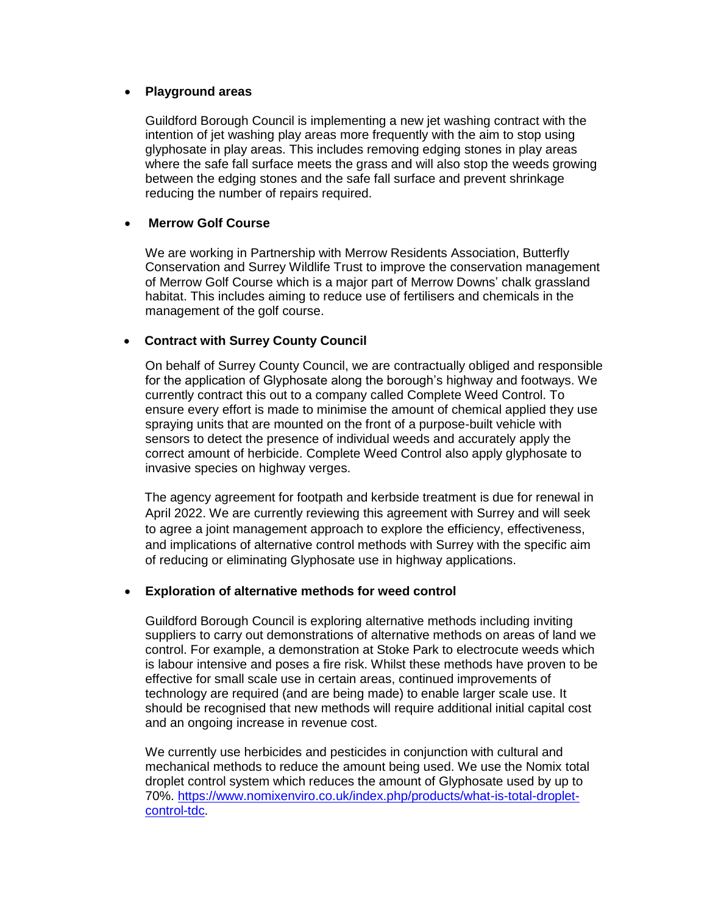- **Playground areas**

  Guildford Borough Council is implementing a new jet washing contract with the intention of jet washing play areas more frequently with the aim to stop using glyphosate in play areas. This includes removing edging stones in play areas where the safe fall surface meets the grass and will also stop the weeds growing between the edging stones and the safe fall surface and prevent shrinkage reducing the number of repairs required.

- **Merrow Golf Course**

  We are working in Partnership with Merrow Residents Association, Butterfly Conservation and Surrey Wildlife Trust to improve the conservation management of Merrow Golf Course which is a major part of Merrow Downs' chalk grassland habitat. This includes aiming to reduce use of fertilisers and chemicals in the management of the golf course.

- **Contract with Surrey County Council**

  On behalf of Surrey County Council, we are contractually obliged and responsible for the application of Glyphosate along the borough's highway and footways. We currently contract this out to a company called Complete Weed Control. To ensure every effort is made to minimise the amount of chemical applied they use spraying units that are mounted on the front of a purpose-built vehicle with sensors to detect the presence of individual weeds and accurately apply the correct amount of herbicide. Complete Weed Control also apply glyphosate to invasive species on highway verges.

  The agency agreement for footpath and kerbside treatment is due for renewal in April 2022. We are currently reviewing this agreement with Surrey and will seek to agree a joint management approach to explore the efficiency, effectiveness, and implications of alternative control methods with Surrey with the specific aim of reducing or eliminating Glyphosate use in highway applications.

- **Exploration of alternative methods for weed control**

  Guildford Borough Council is exploring alternative methods including inviting suppliers to carry out demonstrations of alternative methods on areas of land we control. For example, a demonstration at Stoke Park to electrocute weeds which is labour intensive and poses a fire risk. Whilst these methods have proven to be effective for small scale use in certain areas, continued improvements of technology are required (and are being made) to enable larger scale use. It should be recognised that new methods will require additional initial capital cost and an ongoing increase in revenue cost.

  We currently use herbicides and pesticides in conjunction with cultural and mechanical methods to reduce the amount being used. We use the Nomix total droplet control system which reduces the amount of Glyphosate used by up to 70%. [https://www.nomixenviro.co.uk/index.php/products/what-is-total-droplet-control-tdc](https://www.nomixenviro.co.uk/index.php/products/what-is-total-droplet-control-tdc).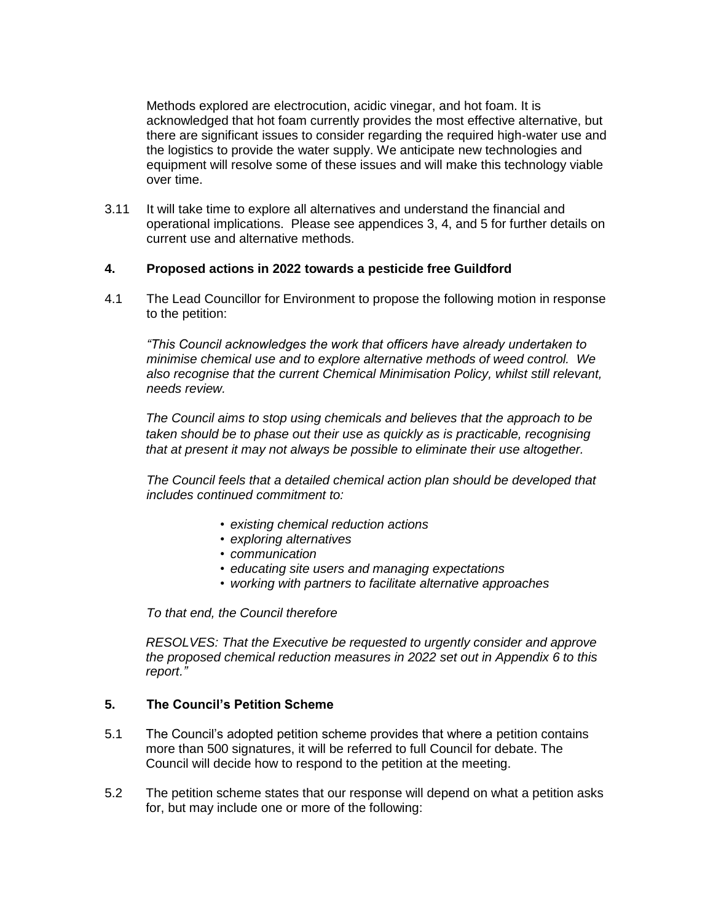Methods explored are electrocution, acidic vinegar, and hot foam. It is acknowledged that hot foam currently provides the most effective alternative, but there are significant issues to consider regarding the required high-water use and the logistics to provide the water supply. We anticipate new technologies and equipment will resolve some of these issues and will make this technology viable over time.

3.11 It will take time to explore all alternatives and understand the financial and operational implications. Please see appendices 3, 4, and 5 for further details on current use and alternative methods.

## 4. Proposed actions in 2022 towards a pesticide free Guildford

4.1 The Lead Councillor for Environment to propose the following motion in response to the petition:

*"This Council acknowledges the work that officers have already undertaken to minimise chemical use and to explore alternative methods of weed control. We also recognise that the current Chemical Minimisation Policy, whilst still relevant, needs review.*

*The Council aims to stop using chemicals and believes that the approach to be taken should be to phase out their use as quickly as is practicable, recognising that at present it may not always be possible to eliminate their use altogether.*

*The Council feels that a detailed chemical action plan should be developed that includes continued commitment to:*

- *existing chemical reduction actions*
- *exploring alternatives*
- *communication*
- *educating site users and managing expectations*
- *working with partners to facilitate alternative approaches*

*To that end, the Council therefore*

*RESOLVES: That the Executive be requested to urgently consider and approve the proposed chemical reduction measures in 2022 set out in Appendix 6 to this report."*

## 5. The Council's Petition Scheme

5.1 The Council's adopted petition scheme provides that where a petition contains more than 500 signatures, it will be referred to full Council for debate. The Council will decide how to respond to the petition at the meeting.

5.2 The petition scheme states that our response will depend on what a petition asks for, but may include one or more of the following: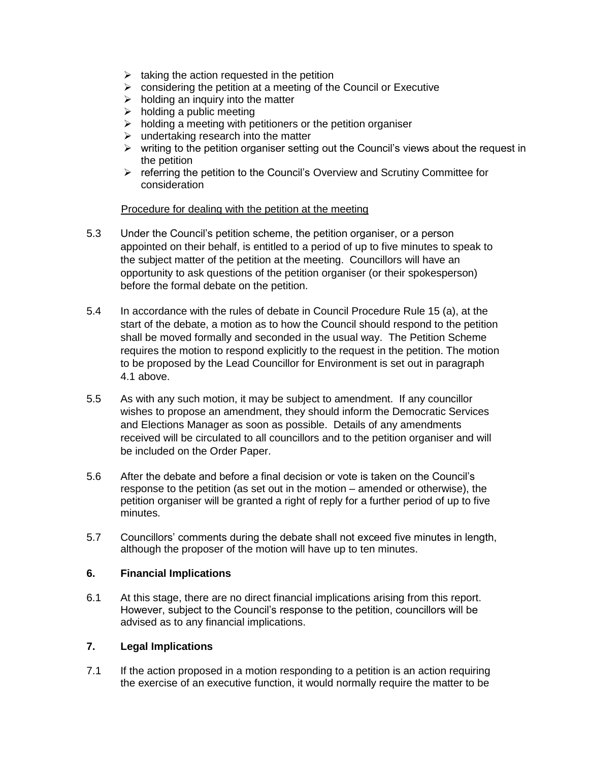- taking the action requested in the petition
- considering the petition at a meeting of the Council or Executive
- holding an inquiry into the matter
- holding a public meeting
- holding a meeting with petitioners or the petition organiser
- undertaking research into the matter
- writing to the petition organiser setting out the Council's views about the request in the petition
- referring the petition to the Council's Overview and Scrutiny Committee for consideration

<u>Procedure for dealing with the petition at the meeting</u>

5.3 Under the Council's petition scheme, the petition organiser, or a person appointed on their behalf, is entitled to a period of up to five minutes to speak to the subject matter of the petition at the meeting. Councillors will have an opportunity to ask questions of the petition organiser (or their spokesperson) before the formal debate on the petition.

5.4 In accordance with the rules of debate in Council Procedure Rule 15 (a), at the start of the debate, a motion as to how the Council should respond to the petition shall be moved formally and seconded in the usual way. The Petition Scheme requires the motion to respond explicitly to the request in the petition. The motion to be proposed by the Lead Councillor for Environment is set out in paragraph 4.1 above.

5.5 As with any such motion, it may be subject to amendment. If any councillor wishes to propose an amendment, they should inform the Democratic Services and Elections Manager as soon as possible. Details of any amendments received will be circulated to all councillors and to the petition organiser and will be included on the Order Paper.

5.6 After the debate and before a final decision or vote is taken on the Council's response to the petition (as set out in the motion – amended or otherwise), the petition organiser will be granted a right of reply for a further period of up to five minutes.

5.7 Councillors' comments during the debate shall not exceed five minutes in length, although the proposer of the motion will have up to ten minutes.

## 6. Financial Implications

6.1 At this stage, there are no direct financial implications arising from this report. However, subject to the Council's response to the petition, councillors will be advised as to any financial implications.

## 7. Legal Implications

7.1 If the action proposed in a motion responding to a petition is an action requiring the exercise of an executive function, it would normally require the matter to be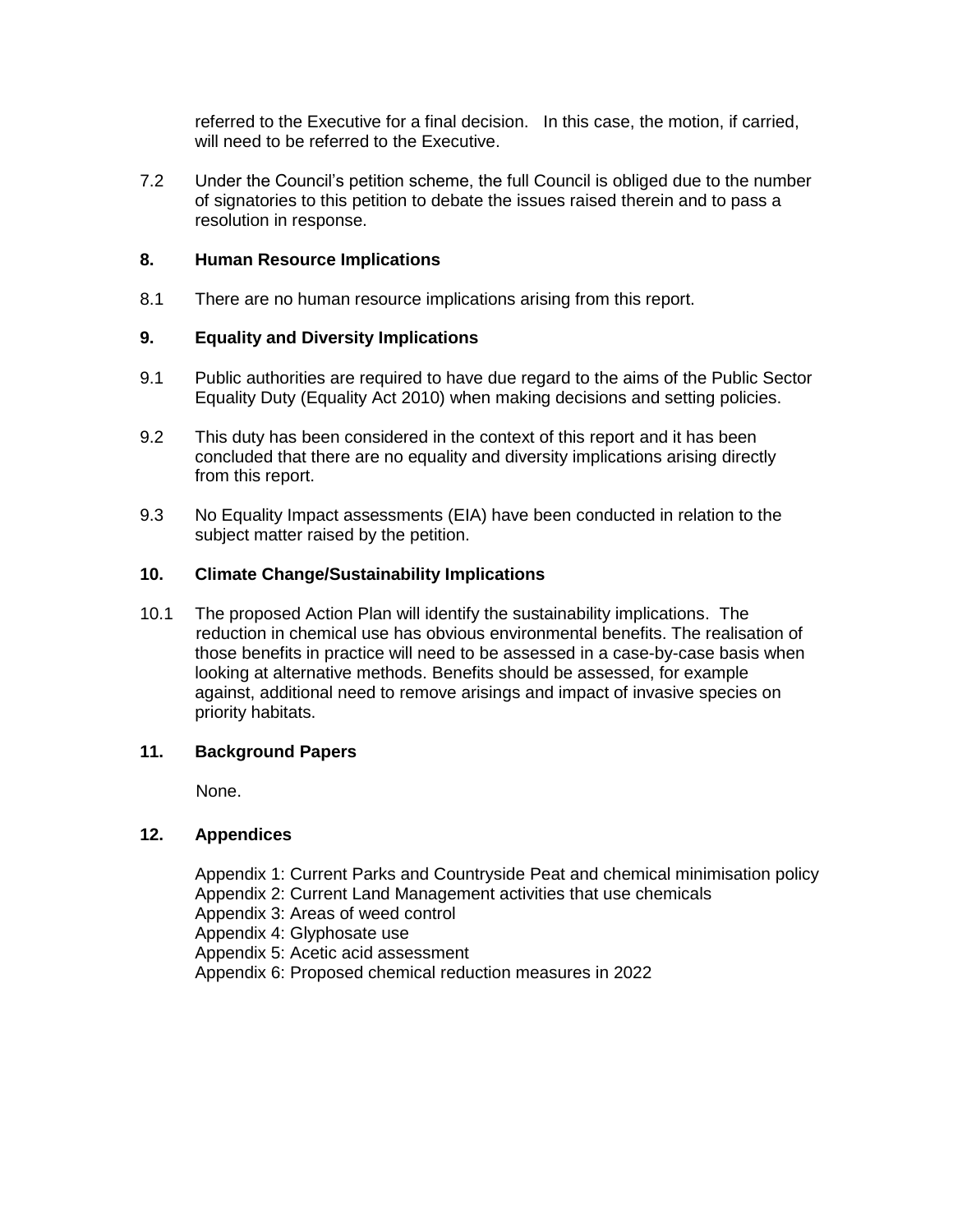referred to the Executive for a final decision. In this case, the motion, if carried, will need to be referred to the Executive.

7.2 Under the Council's petition scheme, the full Council is obliged due to the number of signatories to this petition to debate the issues raised therein and to pass a resolution in response.

## 8. Human Resource Implications

8.1 There are no human resource implications arising from this report.

## 9. Equality and Diversity Implications

9.1 Public authorities are required to have due regard to the aims of the Public Sector Equality Duty (Equality Act 2010) when making decisions and setting policies.

9.2 This duty has been considered in the context of this report and it has been concluded that there are no equality and diversity implications arising directly from this report.

9.3 No Equality Impact assessments (EIA) have been conducted in relation to the subject matter raised by the petition.

## 10. Climate Change/Sustainability Implications

10.1 The proposed Action Plan will identify the sustainability implications. The reduction in chemical use has obvious environmental benefits. The realisation of those benefits in practice will need to be assessed in a case-by-case basis when looking at alternative methods. Benefits should be assessed, for example against, additional need to remove arisings and impact of invasive species on priority habitats.

## 11. Background Papers

None.

## 12. Appendices

Appendix 1: Current Parks and Countryside Peat and chemical minimisation policy
Appendix 2: Current Land Management activities that use chemicals
Appendix 3: Areas of weed control
Appendix 4: Glyphosate use
Appendix 5: Acetic acid assessment
Appendix 6: Proposed chemical reduction measures in 2022